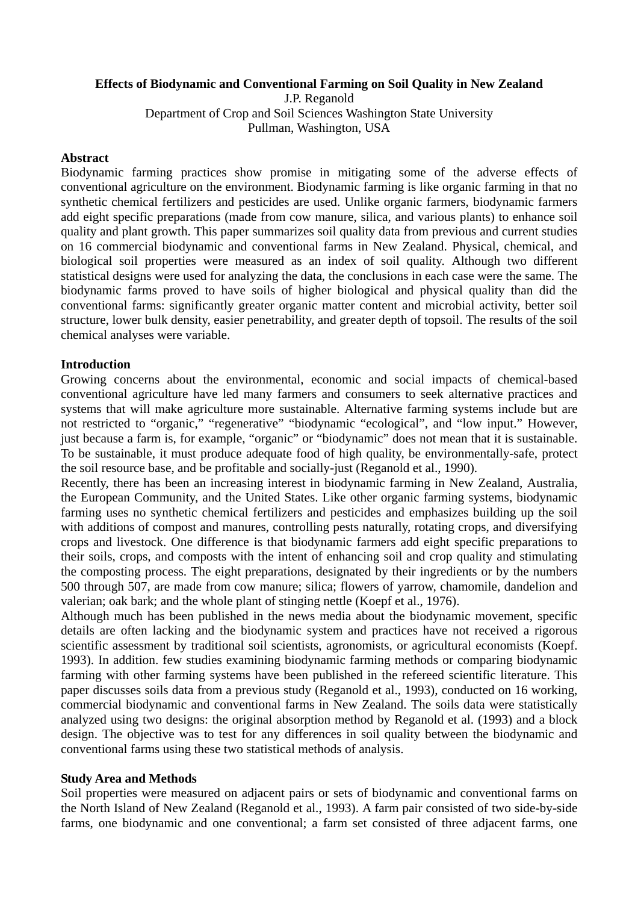# Effects of Biodynamic and Conventional Farming on Soil Quality in New Zealand

J.P. Reganold  
Department of Crop and Soil Sciences Washington State University  
Pullman, Washington, USA

## Abstract

Biodynamic farming practices show promise in mitigating some of the adverse effects of conventional agriculture on the environment. Biodynamic farming is like organic farming in that no synthetic chemical fertilizers and pesticides are used. Unlike organic farmers, biodynamic farmers add eight specific preparations (made from cow manure, silica, and various plants) to enhance soil quality and plant growth. This paper summarizes soil quality data from previous and current studies on 16 commercial biodynamic and conventional farms in New Zealand. Physical, chemical, and biological soil properties were measured as an index of soil quality. Although two different statistical designs were used for analyzing the data, the conclusions in each case were the same. The biodynamic farms proved to have soils of higher biological and physical quality than did the conventional farms: significantly greater organic matter content and microbial activity, better soil structure, lower bulk density, easier penetrability, and greater depth of topsoil. The results of the soil chemical analyses were variable.

## Introduction

Growing concerns about the environmental, economic and social impacts of chemical-based conventional agriculture have led many farmers and consumers to seek alternative practices and systems that will make agriculture more sustainable. Alternative farming systems include but are not restricted to “organic,” “regenerative” “biodynamic “ecological”, and “low input.” However, just because a farm is, for example, “organic” or “biodynamic” does not mean that it is sustainable. To be sustainable, it must produce adequate food of high quality, be environmentally-safe, protect the soil resource base, and be profitable and socially-just (Reganold et al., 1990).

Recently, there has been an increasing interest in biodynamic farming in New Zealand, Australia, the European Community, and the United States. Like other organic farming systems, biodynamic farming uses no synthetic chemical fertilizers and pesticides and emphasizes building up the soil with additions of compost and manures, controlling pests naturally, rotating crops, and diversifying crops and livestock. One difference is that biodynamic farmers add eight specific preparations to their soils, crops, and composts with the intent of enhancing soil and crop quality and stimulating the composting process. The eight preparations, designated by their ingredients or by the numbers 500 through 507, are made from cow manure; silica; flowers of yarrow, chamomile, dandelion and valerian; oak bark; and the whole plant of stinging nettle (Koepf et al., 1976).

Although much has been published in the news media about the biodynamic movement, specific details are often lacking and the biodynamic system and practices have not received a rigorous scientific assessment by traditional soil scientists, agronomists, or agricultural economists (Koepf. 1993). In addition. few studies examining biodynamic farming methods or comparing biodynamic farming with other farming systems have been published in the refereed scientific literature. This paper discusses soils data from a previous study (Reganold et al., 1993), conducted on 16 working, commercial biodynamic and conventional farms in New Zealand. The soils data were statistically analyzed using two designs: the original absorption method by Reganold et al. (1993) and a block design. The objective was to test for any differences in soil quality between the biodynamic and conventional farms using these two statistical methods of analysis.

## Study Area and Methods

Soil properties were measured on adjacent pairs or sets of biodynamic and conventional farms on the North Island of New Zealand (Reganold et al., 1993). A farm pair consisted of two side-by-side farms, one biodynamic and one conventional; a farm set consisted of three adjacent farms, one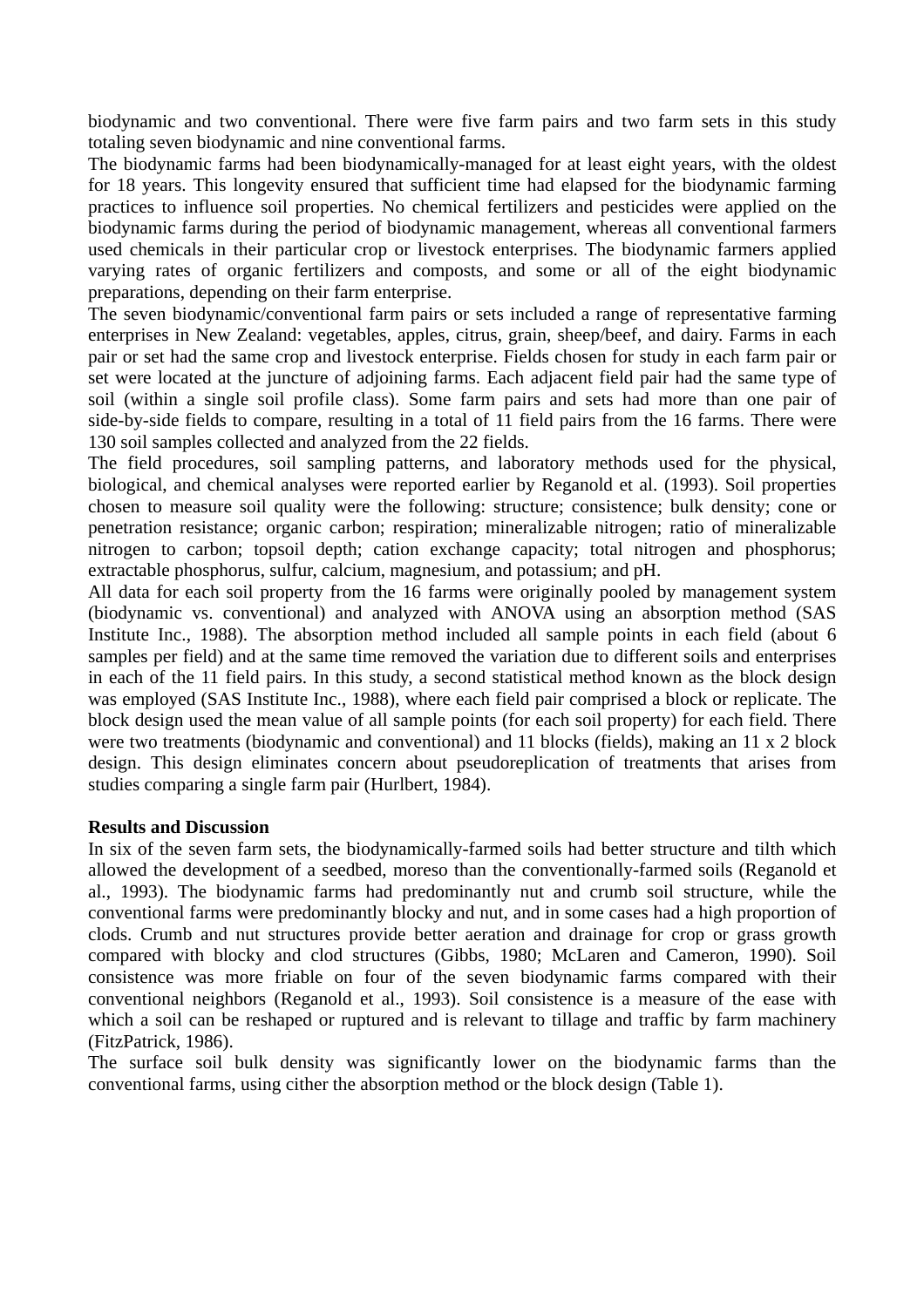biodynamic and two conventional. There were five farm pairs and two farm sets in this study totaling seven biodynamic and nine conventional farms.

The biodynamic farms had been biodynamically-managed for at least eight years, with the oldest for 18 years. This longevity ensured that sufficient time had elapsed for the biodynamic farming practices to influence soil properties. No chemical fertilizers and pesticides were applied on the biodynamic farms during the period of biodynamic management, whereas all conventional farmers used chemicals in their particular crop or livestock enterprises. The biodynamic farmers applied varying rates of organic fertilizers and composts, and some or all of the eight biodynamic preparations, depending on their farm enterprise.

The seven biodynamic/conventional farm pairs or sets included a range of representative farming enterprises in New Zealand: vegetables, apples, citrus, grain, sheep/beef, and dairy. Farms in each pair or set had the same crop and livestock enterprise. Fields chosen for study in each farm pair or set were located at the juncture of adjoining farms. Each adjacent field pair had the same type of soil (within a single soil profile class). Some farm pairs and sets had more than one pair of side-by-side fields to compare, resulting in a total of 11 field pairs from the 16 farms. There were 130 soil samples collected and analyzed from the 22 fields.

The field procedures, soil sampling patterns, and laboratory methods used for the physical, biological, and chemical analyses were reported earlier by Reganold et al. (1993). Soil properties chosen to measure soil quality were the following: structure; consistence; bulk density; cone or penetration resistance; organic carbon; respiration; mineralizable nitrogen; ratio of mineralizable nitrogen to carbon; topsoil depth; cation exchange capacity; total nitrogen and phosphorus; extractable phosphorus, sulfur, calcium, magnesium, and potassium; and pH.

All data for each soil property from the 16 farms were originally pooled by management system (biodynamic vs. conventional) and analyzed with ANOVA using an absorption method (SAS Institute Inc., 1988). The absorption method included all sample points in each field (about 6 samples per field) and at the same time removed the variation due to different soils and enterprises in each of the 11 field pairs. In this study, a second statistical method known as the block design was employed (SAS Institute Inc., 1988), where each field pair comprised a block or replicate. The block design used the mean value of all sample points (for each soil property) for each field. There were two treatments (biodynamic and conventional) and 11 blocks (fields), making an 11 x 2 block design. This design eliminates concern about pseudoreplication of treatments that arises from studies comparing a single farm pair (Hurlbert, 1984).

**Results and Discussion**

In six of the seven farm sets, the biodynamically-farmed soils had better structure and tilth which allowed the development of a seedbed, moreso than the conventionally-farmed soils (Reganold et al., 1993). The biodynamic farms had predominantly nut and crumb soil structure, while the conventional farms were predominantly blocky and nut, and in some cases had a high proportion of clods. Crumb and nut structures provide better aeration and drainage for crop or grass growth compared with blocky and clod structures (Gibbs, 1980; McLaren and Cameron, 1990). Soil consistence was more friable on four of the seven biodynamic farms compared with their conventional neighbors (Reganold et al., 1993). Soil consistence is a measure of the ease with which a soil can be reshaped or ruptured and is relevant to tillage and traffic by farm machinery (FitzPatrick, 1986).

The surface soil bulk density was significantly lower on the biodynamic farms than the conventional farms, using cither the absorption method or the block design (Table 1).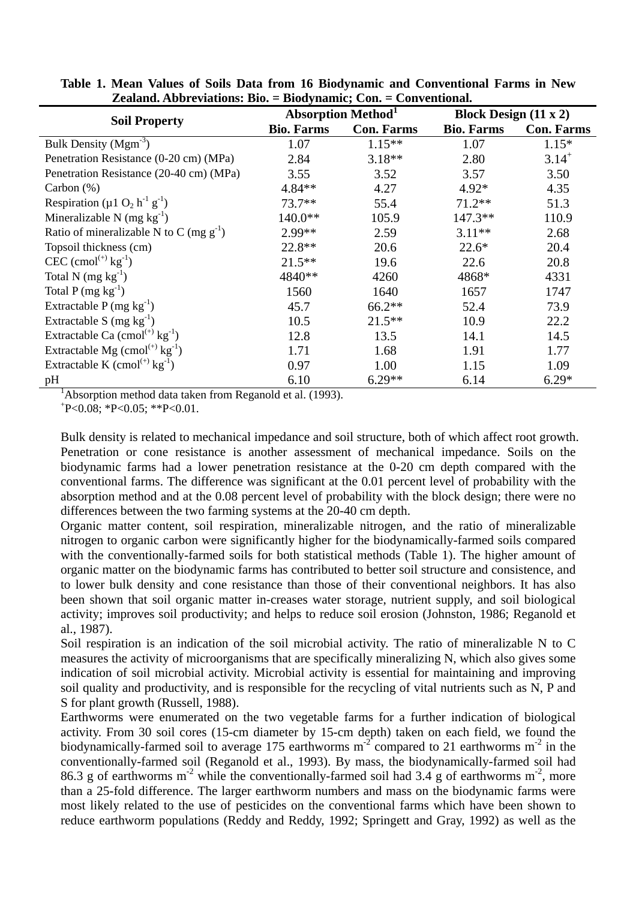**Table 1. Mean Values of Soils Data from 16 Biodynamic and Conventional Farms in New Zealand. Abbreviations: Bio. = Biodynamic; Con. = Conventional.**

| Soil Property | Absorption Method[1] | | Block Design (11 x 2) | |
|---|---|---|---|---|
| | Bio. Farms | Con. Farms | Bio. Farms | Con. Farms |
| Bulk Density ($Mgm^{-3}$) | 1.07 | 1.15** | 1.07 | 1.15* |
| Penetration Resistance (0-20 cm) (MPa) | 2.84 | 3.18** | 2.80 | 3.14[+] |
| Penetration Resistance (20-40 cm) (MPa) | 3.55 | 3.52 | 3.57 | 3.50 |
| Carbon (%) | 4.84** | 4.27 | 4.92* | 4.35 |
| Respiration (µ1 $O_2$ $h^{-1}$ $g^{-1}$) | 73.7** | 55.4 | 71.2** | 51.3 |
| Mineralizable N (mg $kg^{-1}$) | 140.0** | 105.9 | 147.3** | 110.9 |
| Ratio of mineralizable N to C (mg $g^{-1}$) | 2.99** | 2.59 | 3.11** | 2.68 |
| Topsoil thickness (cm) | 22.8** | 20.6 | 22.6* | 20.4 |
| CEC ($cmol^{(+)}$ $kg^{-1}$) | 21.5** | 19.6 | 22.6 | 20.8 |
| Total N (mg $kg^{-1}$) | 4840** | 4260 | 4868* | 4331 |
| Total P (mg $kg^{-1}$) | 1560 | 1640 | 1657 | 1747 |
| Extractable P (mg $kg^{-1}$) | 45.7 | 66.2** | 52.4 | 73.9 |
| Extractable S (mg $kg^{-1}$) | 10.5 | 21.5** | 10.9 | 22.2 |
| Extractable Ca ($cmol^{(+)}$ $kg^{-1}$) | 12.8 | 13.5 | 14.1 | 14.5 |
| Extractable Mg ($cmol^{(+)}$ $kg^{-1}$) | 1.71 | 1.68 | 1.91 | 1.77 |
| Extractable K ($cmol^{(+)}$ $kg^{-1}$) | 0.97 | 1.00 | 1.15 | 1.09 |
| pH | 6.10 | 6.29** | 6.14 | 6.29* |

[1]Absorption method data taken from Reganold et al. (1993).

[+]P<0.08; *P<0.05; **P<0.01.

Bulk density is related to mechanical impedance and soil structure, both of which affect root growth. Penetration or cone resistance is another assessment of mechanical impedance. Soils on the biodynamic farms had a lower penetration resistance at the 0-20 cm depth compared with the conventional farms. The difference was significant at the 0.01 percent level of probability with the absorption method and at the 0.08 percent level of probability with the block design; there were no differences between the two farming systems at the 20-40 cm depth.

Organic matter content, soil respiration, mineralizable nitrogen, and the ratio of mineralizable nitrogen to organic carbon were significantly higher for the biodynamically-farmed soils compared with the conventionally-farmed soils for both statistical methods (Table 1). The higher amount of organic matter on the biodynamic farms has contributed to better soil structure and consistence, and to lower bulk density and cone resistance than those of their conventional neighbors. It has also been shown that soil organic matter in-creases water storage, nutrient supply, and soil biological activity; improves soil productivity; and helps to reduce soil erosion (Johnston, 1986; Reganold et al., 1987).

Soil respiration is an indication of the soil microbial activity. The ratio of mineralizable N to C measures the activity of microorganisms that are specifically mineralizing N, which also gives some indication of soil microbial activity. Microbial activity is essential for maintaining and improving soil quality and productivity, and is responsible for the recycling of vital nutrients such as N, P and S for plant growth (Russell, 1988).

Earthworms were enumerated on the two vegetable farms for a further indication of biological activity. From 30 soil cores (15-cm diameter by 15-cm depth) taken on each field, we found the biodynamically-farmed soil to average 175 earthworms $m^{-2}$ compared to 21 earthworms $m^{-2}$ in the conventionally-farmed soil (Reganold et al., 1993). By mass, the biodynamically-farmed soil had 86.3 g of earthworms $m^{-2}$ while the conventionally-farmed soil had 3.4 g of earthworms $m^{-2}$, more than a 25-fold difference. The larger earthworm numbers and mass on the biodynamic farms were most likely related to the use of pesticides on the conventional farms which have been shown to reduce earthworm populations (Reddy and Reddy, 1992; Springett and Gray, 1992) as well as the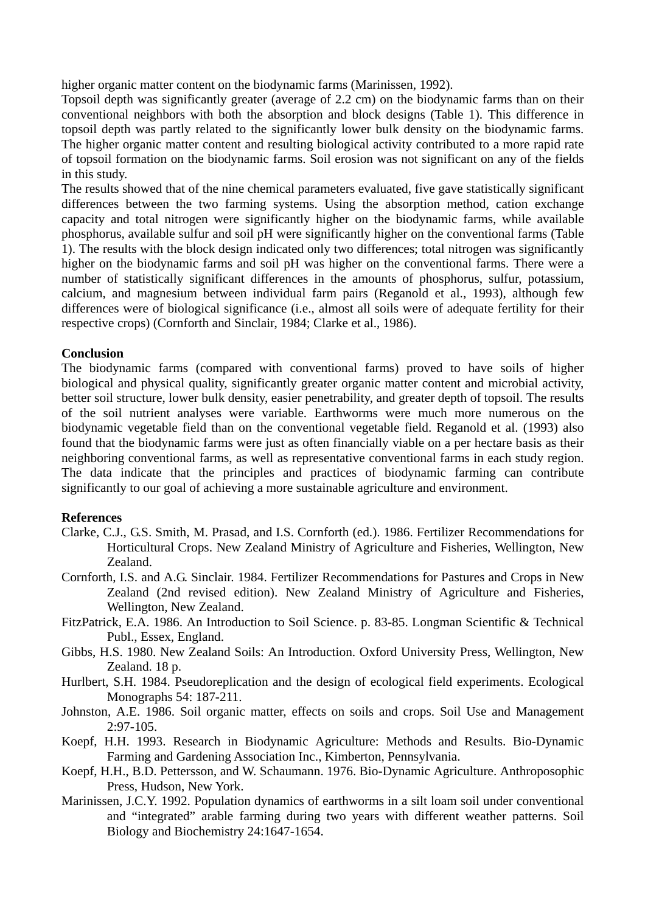higher organic matter content on the biodynamic farms (Marinissen, 1992).

Topsoil depth was significantly greater (average of 2.2 cm) on the biodynamic farms than on their conventional neighbors with both the absorption and block designs (Table 1). This difference in topsoil depth was partly related to the significantly lower bulk density on the biodynamic farms. The higher organic matter content and resulting biological activity contributed to a more rapid rate of topsoil formation on the biodynamic farms. Soil erosion was not significant on any of the fields in this study.

The results showed that of the nine chemical parameters evaluated, five gave statistically significant differences between the two farming systems. Using the absorption method, cation exchange capacity and total nitrogen were significantly higher on the biodynamic farms, while available phosphorus, available sulfur and soil pH were significantly higher on the conventional farms (Table 1). The results with the block design indicated only two differences; total nitrogen was significantly higher on the biodynamic farms and soil pH was higher on the conventional farms. There were a number of statistically significant differences in the amounts of phosphorus, sulfur, potassium, calcium, and magnesium between individual farm pairs (Reganold et al., 1993), although few differences were of biological significance (i.e., almost all soils were of adequate fertility for their respective crops) (Cornforth and Sinclair, 1984; Clarke et al., 1986).

**Conclusion**

The biodynamic farms (compared with conventional farms) proved to have soils of higher biological and physical quality, significantly greater organic matter content and microbial activity, better soil structure, lower bulk density, easier penetrability, and greater depth of topsoil. The results of the soil nutrient analyses were variable. Earthworms were much more numerous on the biodynamic vegetable field than on the conventional vegetable field. Reganold et al. (1993) also found that the biodynamic farms were just as often financially viable on a per hectare basis as their neighboring conventional farms, as well as representative conventional farms in each study region. The data indicate that the principles and practices of biodynamic farming can contribute significantly to our goal of achieving a more sustainable agriculture and environment.

**References**

Clarke, C.J., G.S. Smith, M. Prasad, and I.S. Cornforth (ed.). 1986. Fertilizer Recommendations for Horticultural Crops. New Zealand Ministry of Agriculture and Fisheries, Wellington, New Zealand.

Cornforth, I.S. and A.G. Sinclair. 1984. Fertilizer Recommendations for Pastures and Crops in New Zealand (2nd revised edition). New Zealand Ministry of Agriculture and Fisheries, Wellington, New Zealand.

FitzPatrick, E.A. 1986. An Introduction to Soil Science. p. 83-85. Longman Scientific & Technical Publ., Essex, England.

Gibbs, H.S. 1980. New Zealand Soils: An Introduction. Oxford University Press, Wellington, New Zealand. 18 p.

Hurlbert, S.H. 1984. Pseudoreplication and the design of ecological field experiments. Ecological Monographs 54: 187-211.

Johnston, A.E. 1986. Soil organic matter, effects on soils and crops. Soil Use and Management 2:97-105.

Koepf, H.H. 1993. Research in Biodynamic Agriculture: Methods and Results. Bio-Dynamic Farming and Gardening Association Inc., Kimberton, Pennsylvania.

Koepf, H.H., B.D. Pettersson, and W. Schaumann. 1976. Bio-Dynamic Agriculture. Anthroposophic Press, Hudson, New York.

Marinissen, J.C.Y. 1992. Population dynamics of earthworms in a silt loam soil under conventional and "integrated" arable farming during two years with different weather patterns. Soil Biology and Biochemistry 24:1647-1654.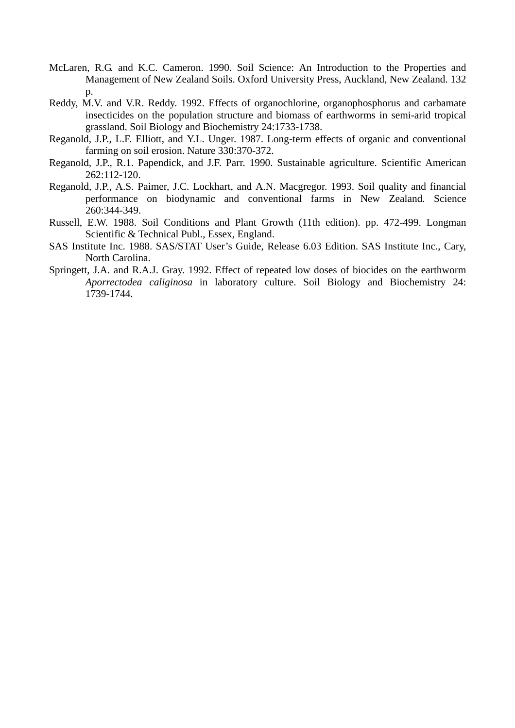McLaren, R.G. and K.C. Cameron. 1990. Soil Science: An Introduction to the Properties and Management of New Zealand Soils. Oxford University Press, Auckland, New Zealand. 132 p.

Reddy, M.V. and V.R. Reddy. 1992. Effects of organochlorine, organophosphorus and carbamate insecticides on the population structure and biomass of earthworms in semi-arid tropical grassland. Soil Biology and Biochemistry 24:1733-1738.

Reganold, J.P., L.F. Elliott, and Y.L. Unger. 1987. Long-term effects of organic and conventional farming on soil erosion. Nature 330:370-372.

Reganold, J.P., R.1. Papendick, and J.F. Parr. 1990. Sustainable agriculture. Scientific American 262:112-120.

Reganold, J.P., A.S. Paimer, J.C. Lockhart, and A.N. Macgregor. 1993. Soil quality and financial performance on biodynamic and conventional farms in New Zealand. Science 260:344-349.

Russell, E.W. 1988. Soil Conditions and Plant Growth (11th edition). pp. 472-499. Longman Scientific & Technical Publ., Essex, England.

SAS Institute Inc. 1988. SAS/STAT User's Guide, Release 6.03 Edition. SAS Institute Inc., Cary, North Carolina.

Springett, J.A. and R.A.J. Gray. 1992. Effect of repeated low doses of biocides on the earthworm *Aporrectodea caliginosa* in laboratory culture. Soil Biology and Biochemistry 24: 1739-1744.